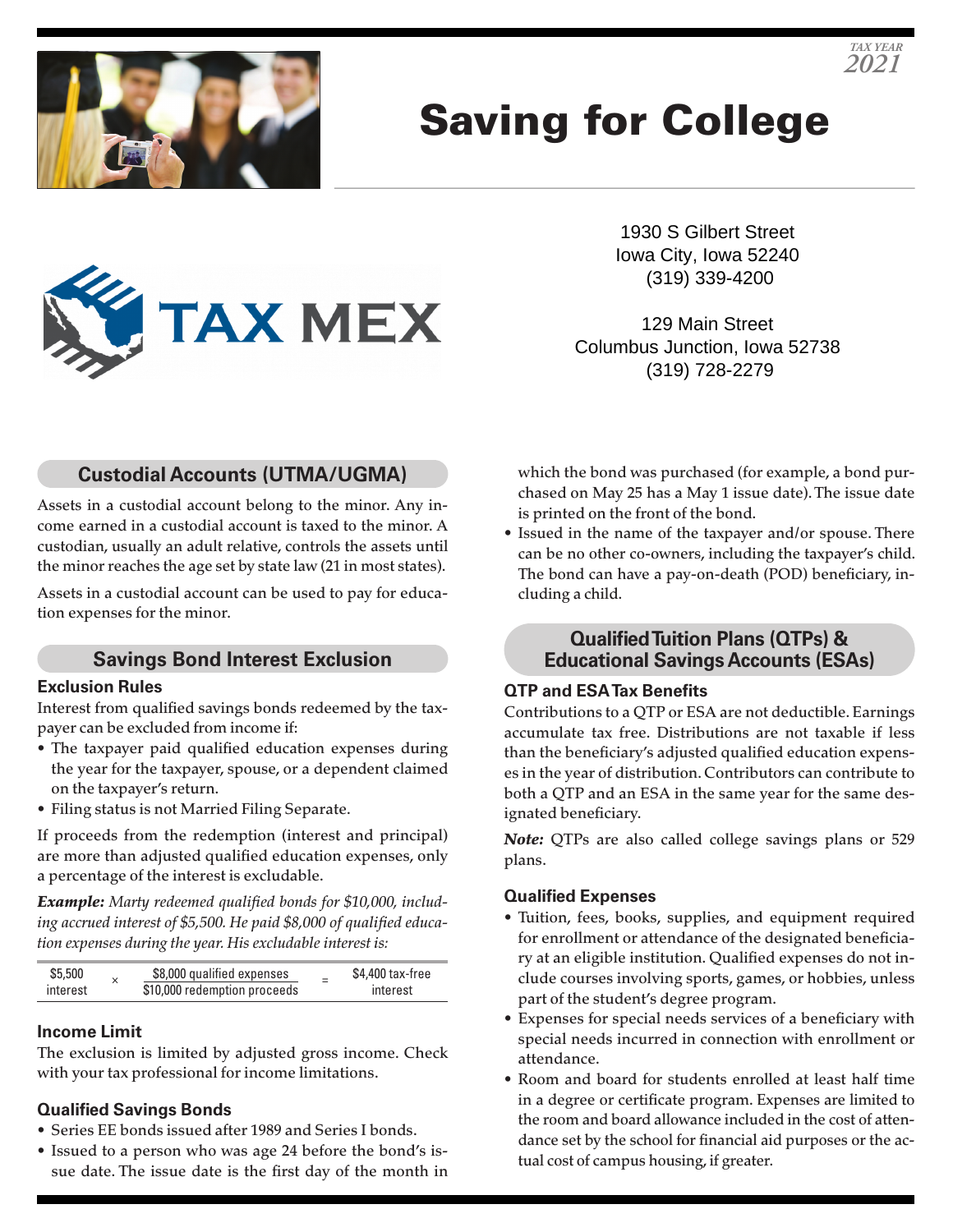TAX YEAR
2021

# Saving for College

1930 S Gilbert Street
Iowa City, Iowa 52240
(319) 339-4200

129 Main Street
Columbus Junction, Iowa 52738
(319) 728-2279

## Custodial Accounts (UTMA/UGMA)

Assets in a custodial account belong to the minor. Any income earned in a custodial account is taxed to the minor. A custodian, usually an adult relative, controls the assets until the minor reaches the age set by state law (21 in most states).

Assets in a custodial account can be used to pay for education expenses for the minor.

## Savings Bond Interest Exclusion

### Exclusion Rules

Interest from qualified savings bonds redeemed by the taxpayer can be excluded from income if:

- The taxpayer paid qualified education expenses during the year for the taxpayer, spouse, or a dependent claimed on the taxpayer's return.
- Filing status is not Married Filing Separate.

If proceeds from the redemption (interest and principal) are more than adjusted qualified education expenses, only a percentage of the interest is excludable.

***Example:*** *Marty redeemed qualified bonds for $10,000, including accrued interest of $5,500. He paid $8,000 of qualified education expenses during the year. His excludable interest is:*

$$\$5{,}500 \text{ interest} \times \frac{\$8{,}000 \text{ qualified expenses}}{\$10{,}000 \text{ redemption proceeds}} = \$4{,}400 \text{ tax-free interest}$$

### Income Limit

The exclusion is limited by adjusted gross income. Check with your tax professional for income limitations.

### Qualified Savings Bonds

- Series EE bonds issued after 1989 and Series I bonds.
- Issued to a person who was age 24 before the bond's issue date. The issue date is the first day of the month in which the bond was purchased (for example, a bond purchased on May 25 has a May 1 issue date). The issue date is printed on the front of the bond.
- Issued in the name of the taxpayer and/or spouse. There can be no other co-owners, including the taxpayer's child. The bond can have a pay-on-death (POD) beneficiary, including a child.

## Qualified Tuition Plans (QTPs) & Educational Savings Accounts (ESAs)

### QTP and ESA Tax Benefits

Contributions to a QTP or ESA are not deductible. Earnings accumulate tax free. Distributions are not taxable if less than the beneficiary's adjusted qualified education expenses in the year of distribution. Contributors can contribute to both a QTP and an ESA in the same year for the same designated beneficiary.

***Note:*** QTPs are also called college savings plans or 529 plans.

### Qualified Expenses

- Tuition, fees, books, supplies, and equipment required for enrollment or attendance of the designated beneficiary at an eligible institution. Qualified expenses do not include courses involving sports, games, or hobbies, unless part of the student's degree program.
- Expenses for special needs services of a beneficiary with special needs incurred in connection with enrollment or attendance.
- Room and board for students enrolled at least half time in a degree or certificate program. Expenses are limited to the room and board allowance included in the cost of attendance set by the school for financial aid purposes or the actual cost of campus housing, if greater.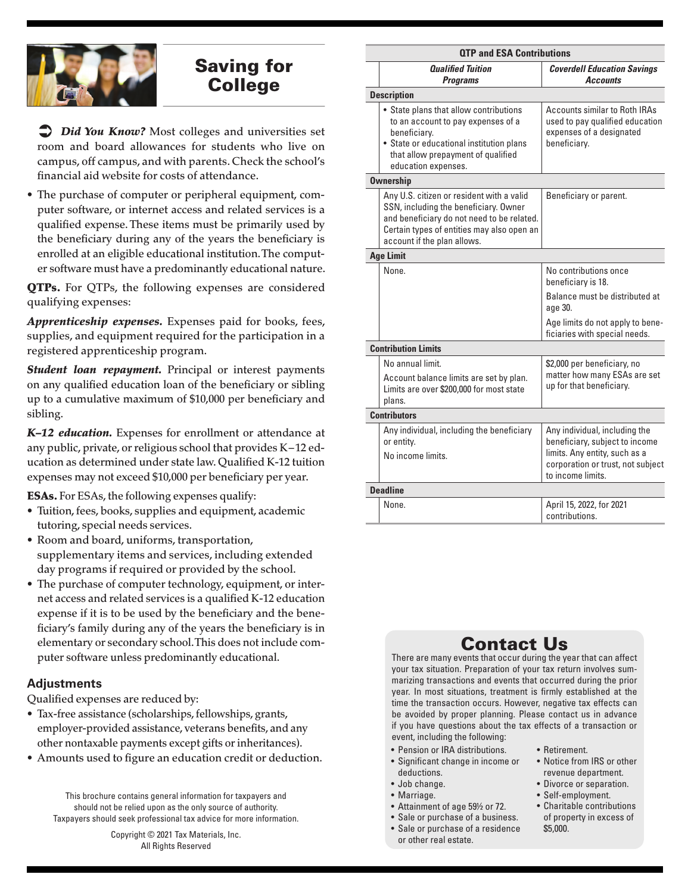# Saving for College

➲ ***Did You Know?*** Most colleges and universities set room and board allowances for students who live on campus, off campus, and with parents. Check the school's financial aid website for costs of attendance.

- The purchase of computer or peripheral equipment, computer software, or internet access and related services is a qualified expense. These items must be primarily used by the beneficiary during any of the years the beneficiary is enrolled at an eligible educational institution. The computer software must have a predominantly educational nature.

**QTPs.** For QTPs, the following expenses are considered qualifying expenses:

***Apprenticeship expenses.*** Expenses paid for books, fees, supplies, and equipment required for the participation in a registered apprenticeship program.

***Student loan repayment.*** Principal or interest payments on any qualified education loan of the beneficiary or sibling up to a cumulative maximum of $10,000 per beneficiary and sibling.

***K–12 education.*** Expenses for enrollment or attendance at any public, private, or religious school that provides K–12 education as determined under state law. Qualified K-12 tuition expenses may not exceed $10,000 per beneficiary per year.

**ESAs.** For ESAs, the following expenses qualify:

- Tuition, fees, books, supplies and equipment, academic tutoring, special needs services.
- Room and board, uniforms, transportation, supplementary items and services, including extended day programs if required or provided by the school.
- The purchase of computer technology, equipment, or internet access and related services is a qualified K-12 education expense if it is to be used by the beneficiary and the beneficiary's family during any of the years the beneficiary is in elementary or secondary school. This does not include computer software unless predominantly educational.

## Adjustments

Qualified expenses are reduced by:

- Tax-free assistance (scholarships, fellowships, grants, employer-provided assistance, veterans benefits, and any other nontaxable payments except gifts or inheritances).
- Amounts used to figure an education credit or deduction.

This brochure contains general information for taxpayers and should not be relied upon as the only source of authority. Taxpayers should seek professional tax advice for more information.

Copyright © 2021 Tax Materials, Inc.
All Rights Reserved

**QTP and ESA Contributions**

| | *Qualified Tuition Programs* | *Coverdell Education Savings Accounts* |
|---|---|---|
| **Description** | | |
| | • State plans that allow contributions to an account to pay expenses of a beneficiary.<br>• State or educational institution plans that allow prepayment of qualified education expenses. | Accounts similar to Roth IRAs used to pay qualified education expenses of a designated beneficiary. |
| **Ownership** | | |
| | Any U.S. citizen or resident with a valid SSN, including the beneficiary. Owner and beneficiary do not need to be related. Certain types of entities may also open an account if the plan allows. | Beneficiary or parent. |
| **Age Limit** | | |
| | None. | No contributions once beneficiary is 18.<br>Balance must be distributed at age 30.<br>Age limits do not apply to beneficiaries with special needs. |
| **Contribution Limits** | | |
| | No annual limit.<br>Account balance limits are set by plan. Limits are over $200,000 for most state plans. | $2,000 per beneficiary, no matter how many ESAs are set up for that beneficiary. |
| **Contributors** | | |
| | Any individual, including the beneficiary or entity.<br>No income limits. | Any individual, including the beneficiary, subject to income limits. Any entity, such as a corporation or trust, not subject to income limits. |
| **Deadline** | | |
| | None. | April 15, 2022, for 2021 contributions. |

## Contact Us

There are many events that occur during the year that can affect your tax situation. Preparation of your tax return involves summarizing transactions and events that occurred during the prior year. In most situations, treatment is firmly established at the time the transaction occurs. However, negative tax effects can be avoided by proper planning. Please contact us in advance if you have questions about the tax effects of a transaction or event, including the following:

- Pension or IRA distributions.
- Significant change in income or deductions.
- Job change.
- Marriage.
- Attainment of age 59½ or 72.
- Sale or purchase of a business.
- Sale or purchase of a residence or other real estate.
- Retirement.
- Notice from IRS or other revenue department.
- Divorce or separation.
- Self-employment.
- Charitable contributions of property in excess of $5,000.